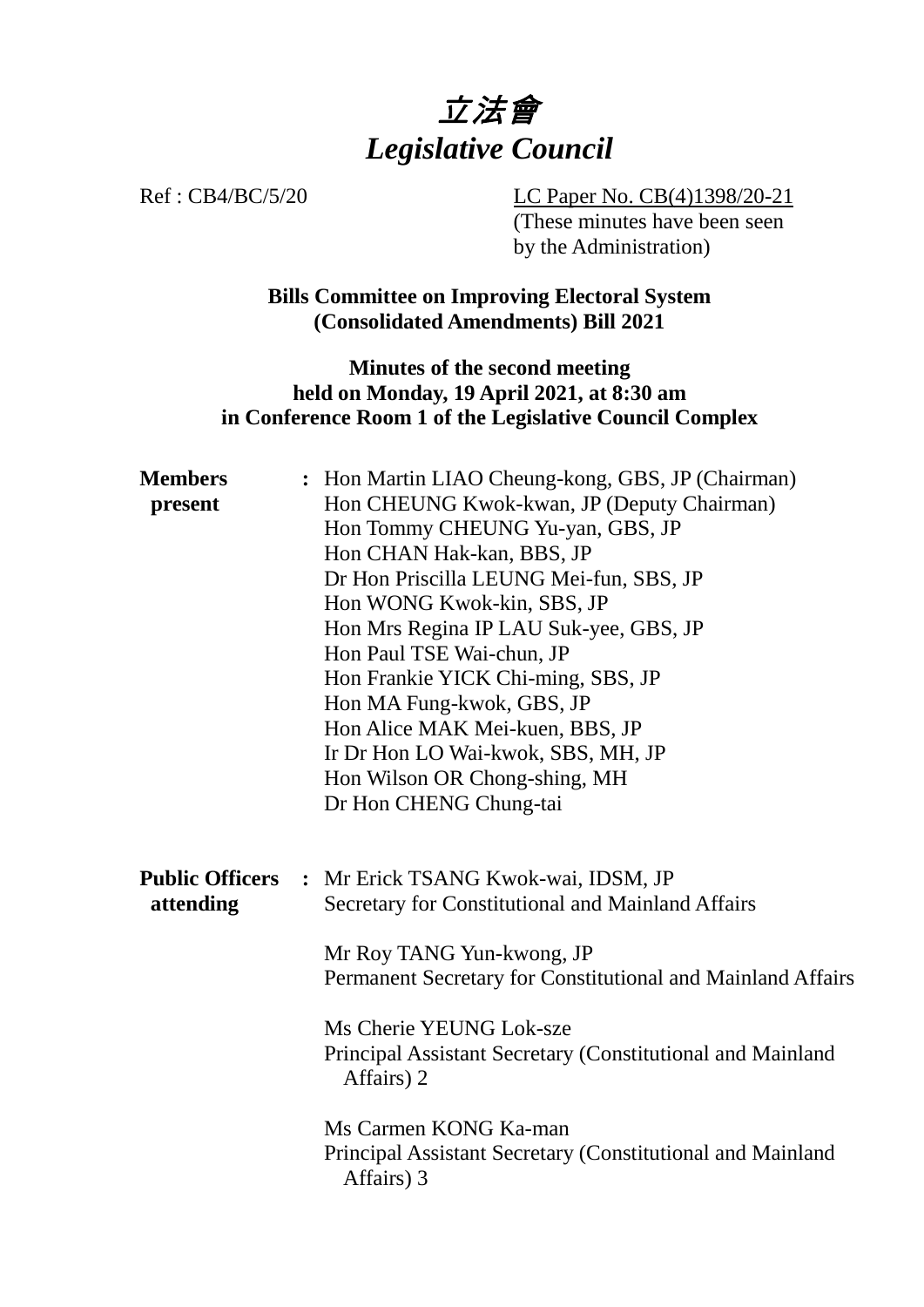# *立法會*
# *Legislative Council*

Ref : CB4/BC/5/20

LC Paper No. CB(4)1398/20-21
(These minutes have been seen by the Administration)

**Bills Committee on Improving Electoral System (Consolidated Amendments) Bill 2021**

**Minutes of the second meeting held on Monday, 19 April 2021, at 8:30 am in Conference Room 1 of the Legislative Council Complex**

**Members present** :
Hon Martin LIAO Cheung-kong, GBS, JP (Chairman)
Hon CHEUNG Kwok-kwan, JP (Deputy Chairman)
Hon Tommy CHEUNG Yu-yan, GBS, JP
Hon CHAN Hak-kan, BBS, JP
Dr Hon Priscilla LEUNG Mei-fun, SBS, JP
Hon WONG Kwok-kin, SBS, JP
Hon Mrs Regina IP LAU Suk-yee, GBS, JP
Hon Paul TSE Wai-chun, JP
Hon Frankie YICK Chi-ming, SBS, JP
Hon MA Fung-kwok, GBS, JP
Hon Alice MAK Mei-kuen, BBS, JP
Ir Dr Hon LO Wai-kwok, SBS, MH, JP
Hon Wilson OR Chong-shing, MH
Dr Hon CHENG Chung-tai

**Public Officers attending** :
Mr Erick TSANG Kwok-wai, IDSM, JP
Secretary for Constitutional and Mainland Affairs

Mr Roy TANG Yun-kwong, JP
Permanent Secretary for Constitutional and Mainland Affairs

Ms Cherie YEUNG Lok-sze
Principal Assistant Secretary (Constitutional and Mainland Affairs) 2

Ms Carmen KONG Ka-man
Principal Assistant Secretary (Constitutional and Mainland Affairs) 3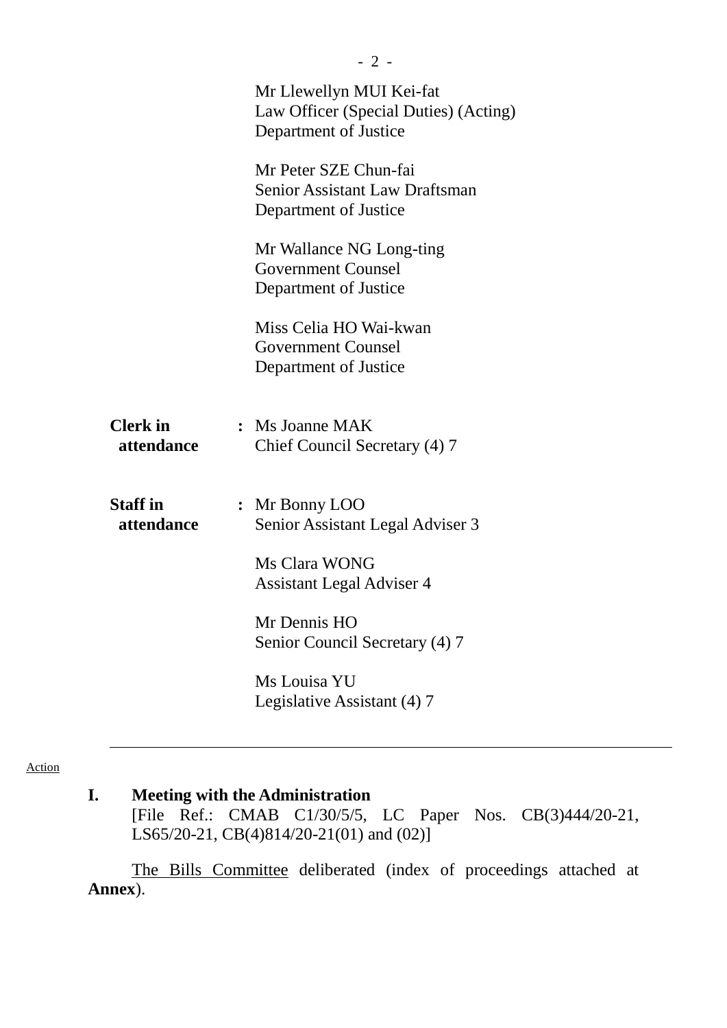Mr Llewellyn MUI Kei-fat
Law Officer (Special Duties) (Acting)
Department of Justice

Mr Peter SZE Chun-fai
Senior Assistant Law Draftsman
Department of Justice

Mr Wallance NG Long-ting
Government Counsel
Department of Justice

Miss Celia HO Wai-kwan
Government Counsel
Department of Justice

**Clerk in attendance** : Ms Joanne MAK
Chief Council Secretary (4) 7

**Staff in attendance** : Mr Bonny LOO
Senior Assistant Legal Adviser 3

Ms Clara WONG
Assistant Legal Adviser 4

Mr Dennis HO
Senior Council Secretary (4) 7

Ms Louisa YU
Legislative Assistant (4) 7

---

Action

## I. Meeting with the Administration

[File Ref.: CMAB C1/30/5/5, LC Paper Nos. CB(3)444/20-21, LS65/20-21, CB(4)814/20-21(01) and (02)]

The Bills Committee deliberated (index of proceedings attached at **Annex**).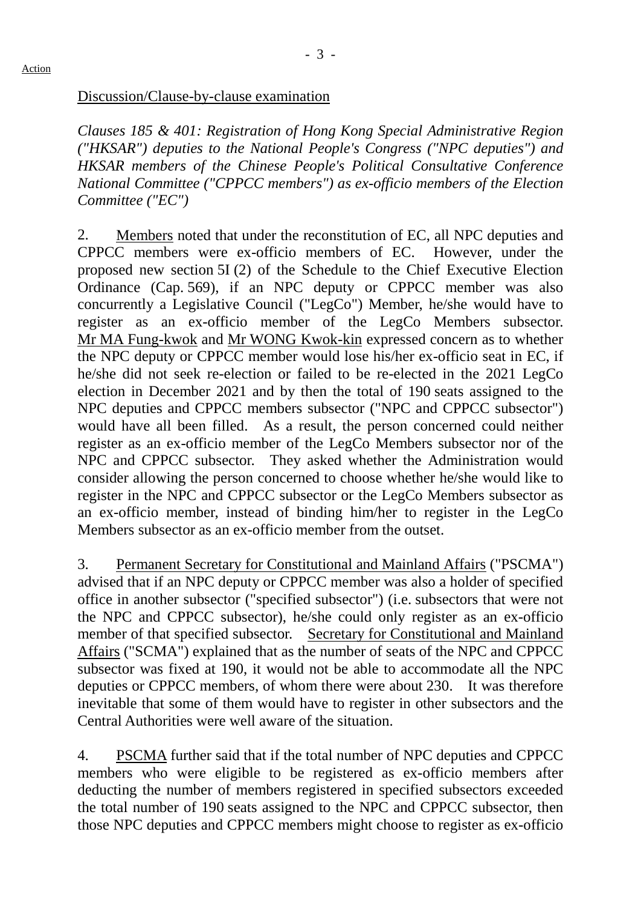Action

Discussion/Clause-by-clause examination

*Clauses 185 & 401: Registration of Hong Kong Special Administrative Region ("HKSAR") deputies to the National People's Congress ("NPC deputies") and HKSAR members of the Chinese People's Political Consultative Conference National Committee ("CPPCC members") as ex-officio members of the Election Committee ("EC")*

2. Members noted that under the reconstitution of EC, all NPC deputies and CPPCC members were ex-officio members of EC. However, under the proposed new section 5I (2) of the Schedule to the Chief Executive Election Ordinance (Cap. 569), if an NPC deputy or CPPCC member was also concurrently a Legislative Council ("LegCo") Member, he/she would have to register as an ex-officio member of the LegCo Members subsector. Mr MA Fung-kwok and Mr WONG Kwok-kin expressed concern as to whether the NPC deputy or CPPCC member would lose his/her ex-officio seat in EC, if he/she did not seek re-election or failed to be re-elected in the 2021 LegCo election in December 2021 and by then the total of 190 seats assigned to the NPC deputies and CPPCC members subsector ("NPC and CPPCC subsector") would have all been filled. As a result, the person concerned could neither register as an ex-officio member of the LegCo Members subsector nor of the NPC and CPPCC subsector. They asked whether the Administration would consider allowing the person concerned to choose whether he/she would like to register in the NPC and CPPCC subsector or the LegCo Members subsector as an ex-officio member, instead of binding him/her to register in the LegCo Members subsector as an ex-officio member from the outset.

3. Permanent Secretary for Constitutional and Mainland Affairs ("PSCMA") advised that if an NPC deputy or CPPCC member was also a holder of specified office in another subsector ("specified subsector") (i.e. subsectors that were not the NPC and CPPCC subsector), he/she could only register as an ex-officio member of that specified subsector. Secretary for Constitutional and Mainland Affairs ("SCMA") explained that as the number of seats of the NPC and CPPCC subsector was fixed at 190, it would not be able to accommodate all the NPC deputies or CPPCC members, of whom there were about 230. It was therefore inevitable that some of them would have to register in other subsectors and the Central Authorities were well aware of the situation.

4. PSCMA further said that if the total number of NPC deputies and CPPCC members who were eligible to be registered as ex-officio members after deducting the number of members registered in specified subsectors exceeded the total number of 190 seats assigned to the NPC and CPPCC subsector, then those NPC deputies and CPPCC members might choose to register as ex-officio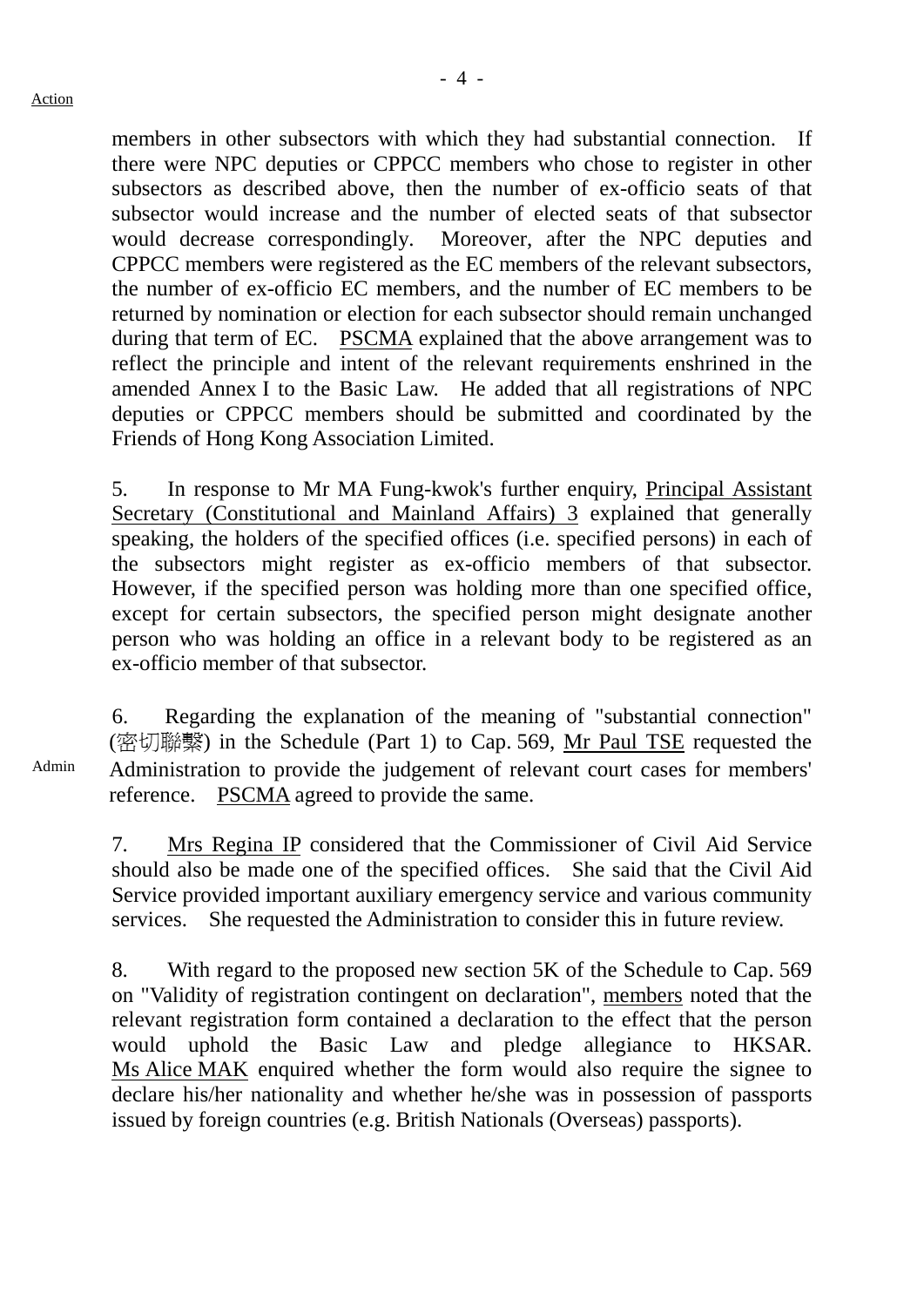members in other subsectors with which they had substantial connection. If there were NPC deputies or CPPCC members who chose to register in other subsectors as described above, then the number of ex-officio seats of that subsector would increase and the number of elected seats of that subsector would decrease correspondingly. Moreover, after the NPC deputies and CPPCC members were registered as the EC members of the relevant subsectors, the number of ex-officio EC members, and the number of EC members to be returned by nomination or election for each subsector should remain unchanged during that term of EC. PSCMA explained that the above arrangement was to reflect the principle and intent of the relevant requirements enshrined in the amended Annex I to the Basic Law. He added that all registrations of NPC deputies or CPPCC members should be submitted and coordinated by the Friends of Hong Kong Association Limited.

5. In response to Mr MA Fung-kwok's further enquiry, Principal Assistant Secretary (Constitutional and Mainland Affairs) 3 explained that generally speaking, the holders of the specified offices (i.e. specified persons) in each of the subsectors might register as ex-officio members of that subsector. However, if the specified person was holding more than one specified office, except for certain subsectors, the specified person might designate another person who was holding an office in a relevant body to be registered as an ex-officio member of that subsector.

6. Regarding the explanation of the meaning of "substantial connection" (密切聯繫) in the Schedule (Part 1) to Cap. 569, Mr Paul TSE requested the Administration to provide the judgement of relevant court cases for members' reference. PSCMA agreed to provide the same. **Action: Admin**

7. Mrs Regina IP considered that the Commissioner of Civil Aid Service should also be made one of the specified offices. She said that the Civil Aid Service provided important auxiliary emergency service and various community services. She requested the Administration to consider this in future review.

8. With regard to the proposed new section 5K of the Schedule to Cap. 569 on "Validity of registration contingent on declaration", members noted that the relevant registration form contained a declaration to the effect that the person would uphold the Basic Law and pledge allegiance to HKSAR. Ms Alice MAK enquired whether the form would also require the signee to declare his/her nationality and whether he/she was in possession of passports issued by foreign countries (e.g. British Nationals (Overseas) passports).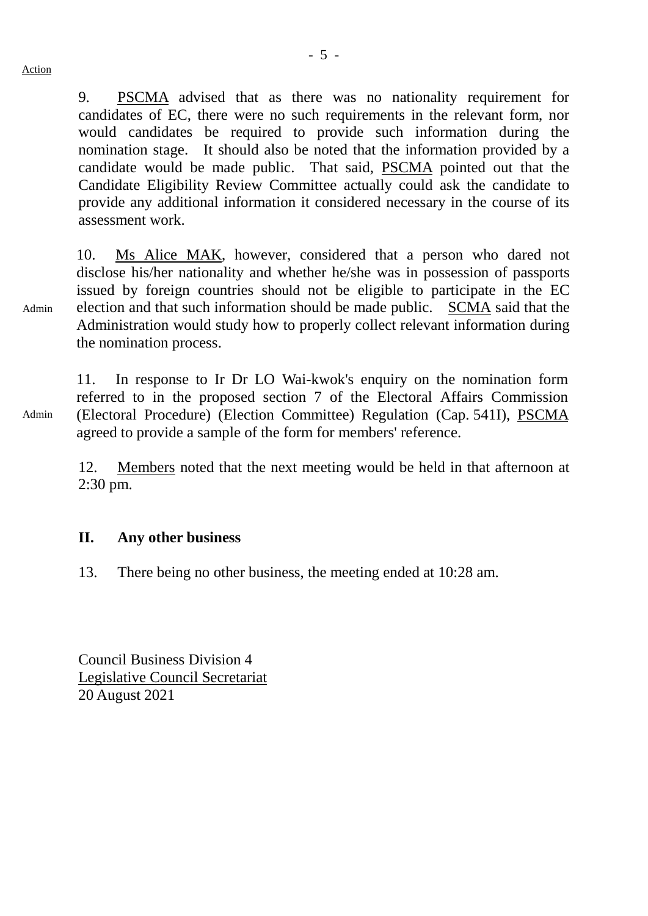Action

9. PSCMA advised that as there was no nationality requirement for candidates of EC, there were no such requirements in the relevant form, nor would candidates be required to provide such information during the nomination stage. It should also be noted that the information provided by a candidate would be made public. That said, PSCMA pointed out that the Candidate Eligibility Review Committee actually could ask the candidate to provide any additional information it considered necessary in the course of its assessment work.

Admin

10. Ms Alice MAK, however, considered that a person who dared not disclose his/her nationality and whether he/she was in possession of passports issued by foreign countries should not be eligible to participate in the EC election and that such information should be made public. SCMA said that the Administration would study how to properly collect relevant information during the nomination process.

Admin

11. In response to Ir Dr LO Wai-kwok's enquiry on the nomination form referred to in the proposed section 7 of the Electoral Affairs Commission (Electoral Procedure) (Election Committee) Regulation (Cap. 541I), PSCMA agreed to provide a sample of the form for members' reference.

12. Members noted that the next meeting would be held in that afternoon at 2:30 pm.

## II. Any other business

13. There being no other business, the meeting ended at 10:28 am.

Council Business Division 4
Legislative Council Secretariat
20 August 2021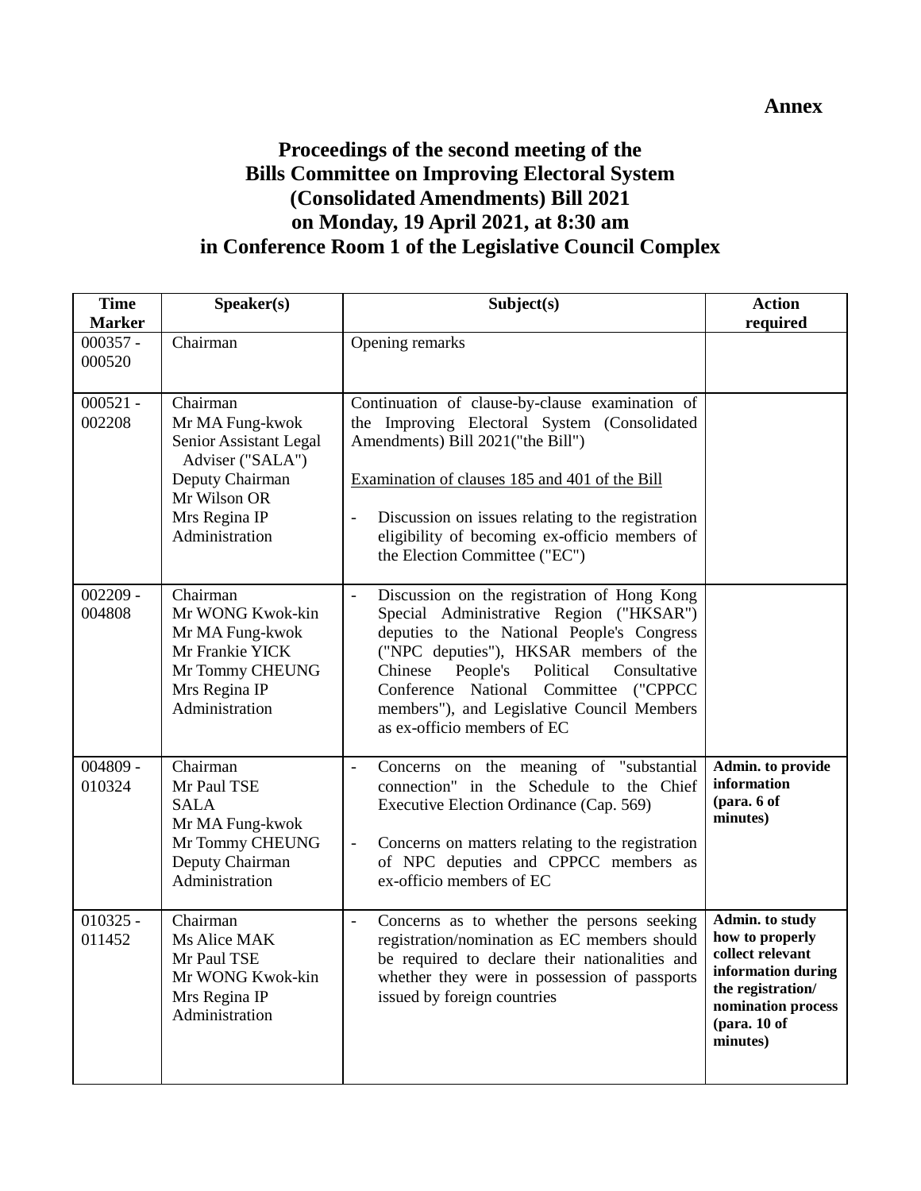**Annex**

# Proceedings of the second meeting of the Bills Committee on Improving Electoral System (Consolidated Amendments) Bill 2021 on Monday, 19 April 2021, at 8:30 am in Conference Room 1 of the Legislative Council Complex

| Time Marker | Speaker(s) | Subject(s) | Action required |
|---|---|---|---|
| 000357 - 000520 | Chairman | Opening remarks | |
| 000521 - 002208 | Chairman<br>Mr MA Fung-kwok<br>Senior Assistant Legal Adviser ("SALA")<br>Deputy Chairman<br>Mr Wilson OR<br>Mrs Regina IP<br>Administration | Continuation of clause-by-clause examination of the Improving Electoral System (Consolidated Amendments) Bill 2021("the Bill")<br><br><u>Examination of clauses 185 and 401 of the Bill</u><br><br>- Discussion on issues relating to the registration eligibility of becoming ex-officio members of the Election Committee ("EC") | |
| 002209 - 004808 | Chairman<br>Mr WONG Kwok-kin<br>Mr MA Fung-kwok<br>Mr Frankie YICK<br>Mr Tommy CHEUNG<br>Mrs Regina IP<br>Administration | - Discussion on the registration of Hong Kong Special Administrative Region ("HKSAR") deputies to the National People's Congress ("NPC deputies"), HKSAR members of the Chinese People's Political Consultative Conference National Committee ("CPPCC members"), and Legislative Council Members as ex-officio members of EC | |
| 004809 - 010324 | Chairman<br>Mr Paul TSE<br>SALA<br>Mr MA Fung-kwok<br>Mr Tommy CHEUNG<br>Deputy Chairman<br>Administration | - Concerns on the meaning of "substantial connection" in the Schedule to the Chief Executive Election Ordinance (Cap. 569)<br><br>- Concerns on matters relating to the registration of NPC deputies and CPPCC members as ex-officio members of EC | **Admin. to provide information (para. 6 of minutes)** |
| 010325 - 011452 | Chairman<br>Ms Alice MAK<br>Mr Paul TSE<br>Mr WONG Kwok-kin<br>Mrs Regina IP<br>Administration | - Concerns as to whether the persons seeking registration/nomination as EC members should be required to declare their nationalities and whether they were in possession of passports issued by foreign countries | **Admin. to study how to properly collect relevant information during the registration/ nomination process (para. 10 of minutes)** |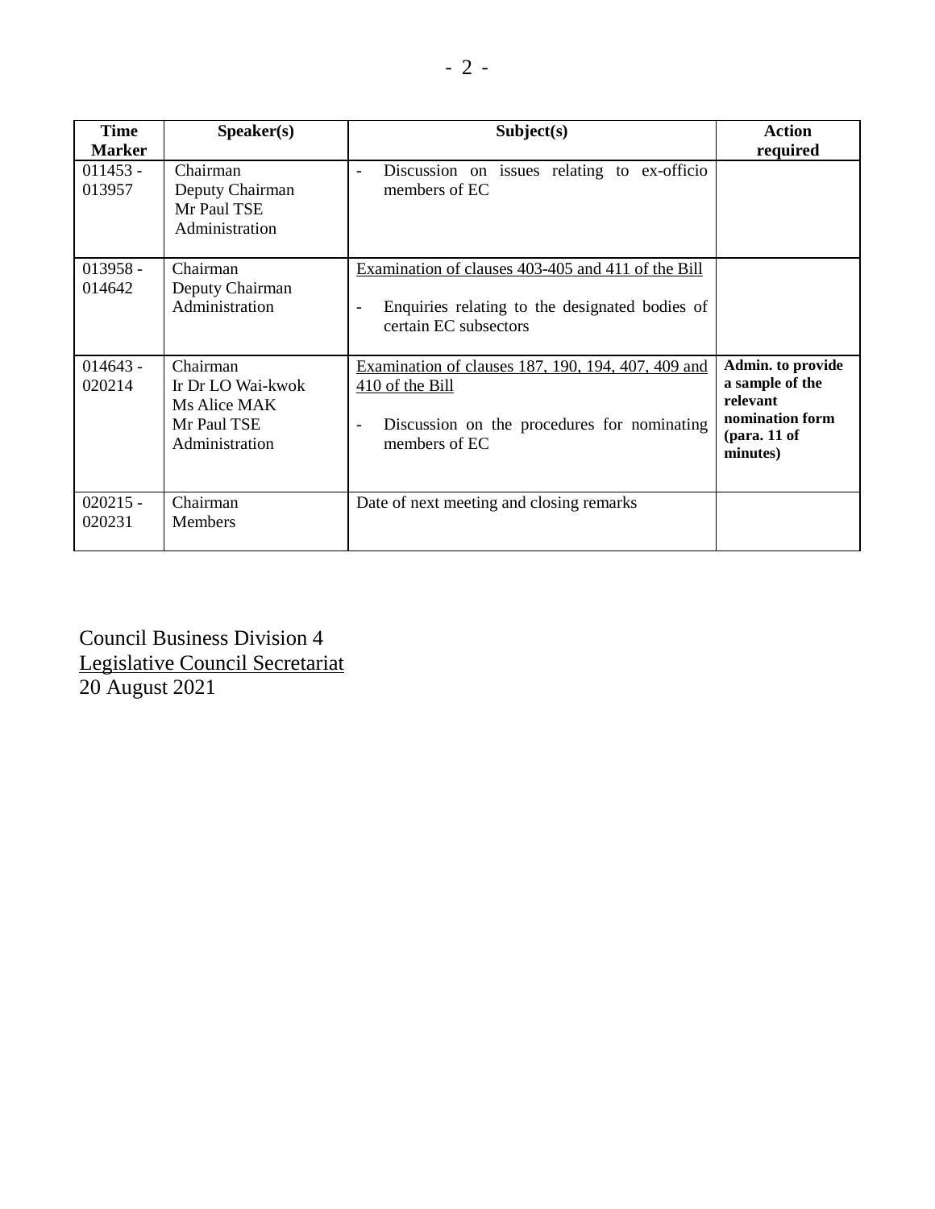| Time Marker | Speaker(s) | Subject(s) | Action required |
|---|---|---|---|
| 011453 - 013957 | Chairman<br>Deputy Chairman<br>Mr Paul TSE<br>Administration | - Discussion on issues relating to ex-officio members of EC | |
| 013958 - 014642 | Chairman<br>Deputy Chairman<br>Administration | <u>Examination of clauses 403-405 and 411 of the Bill</u><br><br>- Enquiries relating to the designated bodies of certain EC subsectors | |
| 014643 - 020214 | Chairman<br>Ir Dr LO Wai-kwok<br>Ms Alice MAK<br>Mr Paul TSE<br>Administration | <u>Examination of clauses 187, 190, 194, 407, 409 and 410 of the Bill</u><br><br>- Discussion on the procedures for nominating members of EC | **Admin. to provide a sample of the relevant nomination form (para. 11 of minutes)** |
| 020215 - 020231 | Chairman<br>Members | Date of next meeting and closing remarks | |

Council Business Division 4
<u>Legislative Council Secretariat</u>
20 August 2021